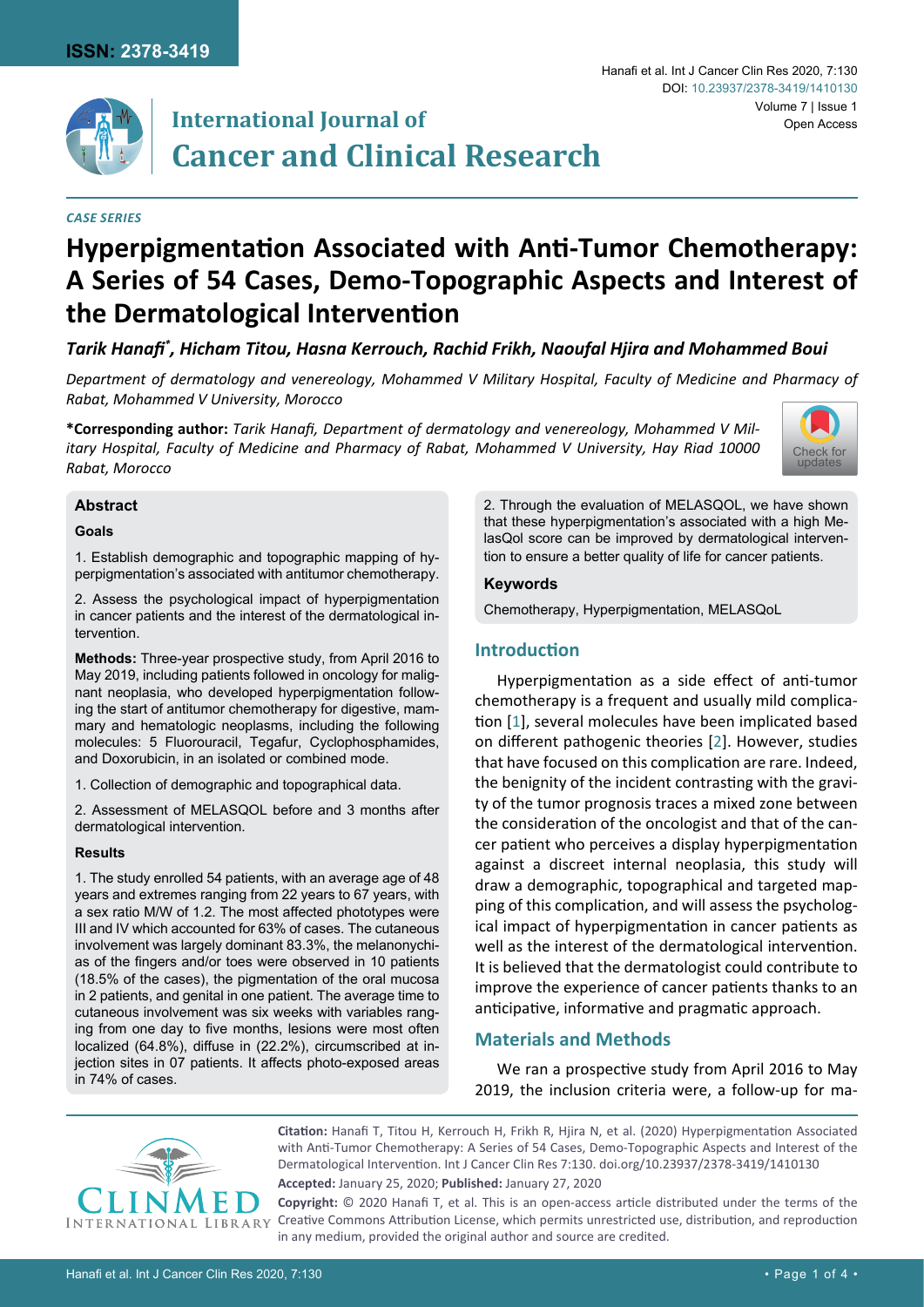**ISSN: 2378-3419**

# International Journal of Cancer and Clinical Research

DOI: 10.23937/2378-3419/1410130

Open Access

*CASE SERIES*

# Hyperpigmentation Associated with Anti-Tumor Chemotherapy: A Series of 54 Cases, Demo-Topographic Aspects and Interest of the Dermatological Intervention

***Tarik Hanafi\*, Hicham Titou, Hasna Kerrouch, Rachid Frikh, Naoufal Hjira and Mohammed Boui***

*Department of dermatology and venereology, Mohammed V Military Hospital, Faculty of Medicine and Pharmacy of Rabat, Mohammed V University, Morocco*

**\*Corresponding author:** *Tarik Hanafi, Department of dermatology and venereology, Mohammed V Military Hospital, Faculty of Medicine and Pharmacy of Rabat, Mohammed V University, Hay Riad 10000 Rabat, Morocco*

## Abstract

### Goals

1. Establish demographic and topographic mapping of hyperpigmentation's associated with antitumor chemotherapy.

2. Assess the psychological impact of hyperpigmentation in cancer patients and the interest of the dermatological intervention.

**Methods:** Three-year prospective study, from April 2016 to May 2019, including patients followed in oncology for malignant neoplasia, who developed hyperpigmentation following the start of antitumor chemotherapy for digestive, mammary and hematologic neoplasms, including the following molecules: 5 Fluorouracil, Tegafur, Cyclophosphamides, and Doxorubicin, in an isolated or combined mode.

1. Collection of demographic and topographical data.

2. Assessment of MELASQOL before and 3 months after dermatological intervention.

### Results

1. The study enrolled 54 patients, with an average age of 48 years and extremes ranging from 22 years to 67 years, with a sex ratio M/W of 1.2. The most affected phototypes were III and IV which accounted for 63% of cases. The cutaneous involvement was largely dominant 83.3%, the melanonychias of the fingers and/or toes were observed in 10 patients (18.5% of the cases), the pigmentation of the oral mucosa in 2 patients, and genital in one patient. The average time to cutaneous involvement was six weeks with variables ranging from one day to five months, lesions were most often localized (64.8%), diffuse in (22.2%), circumscribed at injection sites in 07 patients. It affects photo-exposed areas in 74% of cases.

2. Through the evaluation of MELASQOL, we have shown that these hyperpigmentation's associated with a high MelasQol score can be improved by dermatological intervention to ensure a better quality of life for cancer patients.

### Keywords

Chemotherapy, Hyperpigmentation, MELASQoL

## Introduction

Hyperpigmentation as a side effect of anti-tumor chemotherapy is a frequent and usually mild complication [1], several molecules have been implicated based on different pathogenic theories [2]. However, studies that have focused on this complication are rare. Indeed, the benignity of the incident contrasting with the gravity of the tumor prognosis traces a mixed zone between the consideration of the oncologist and that of the cancer patient who perceives a display hyperpigmentation against a discreet internal neoplasia, this study will draw a demographic, topographical and targeted mapping of this complication, and will assess the psychological impact of hyperpigmentation in cancer patients as well as the interest of the dermatological intervention. It is believed that the dermatologist could contribute to improve the experience of cancer patients thanks to an anticipative, informative and pragmatic approach.

## Materials and Methods

We ran a prospective study from April 2016 to May 2019, the inclusion criteria were, a follow-up for ma-

**Citation:** Hanafi T, Titou H, Kerrouch H, Frikh R, Hjira N, et al. (2020) Hyperpigmentation Associated with Anti-Tumor Chemotherapy: A Series of 54 Cases, Demo-Topographic Aspects and Interest of the Dermatological Intervention. Int J Cancer Clin Res 7:130. doi.org/10.23937/2378-3419/1410130

**Accepted:** January 25, 2020; **Published:** January 27, 2020

**Copyright:** © 2020 Hanafi T, et al. This is an open-access article distributed under the terms of the Creative Commons Attribution License, which permits unrestricted use, distribution, and reproduction in any medium, provided the original author and source are credited.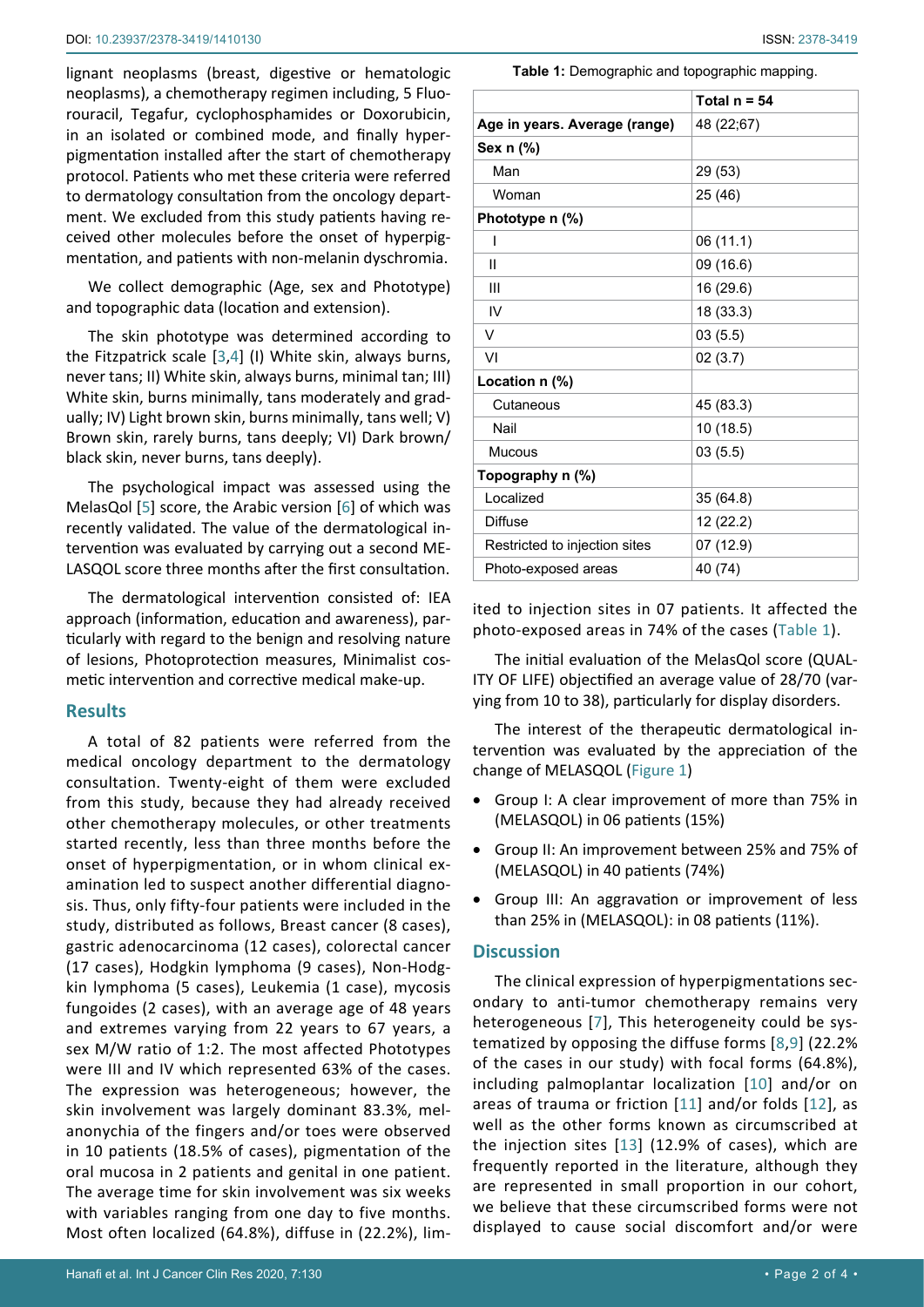lignant neoplasms (breast, digestive or hematologic neoplasms), a chemotherapy regimen including, 5 Fluorouracil, Tegafur, cyclophosphamides or Doxorubicin, in an isolated or combined mode, and finally hyperpigmentation installed after the start of chemotherapy protocol. Patients who met these criteria were referred to dermatology consultation from the oncology department. We excluded from this study patients having received other molecules before the onset of hyperpigmentation, and patients with non-melanin dyschromia.

We collect demographic (Age, sex and Phototype) and topographic data (location and extension).

The skin phototype was determined according to the Fitzpatrick scale [3,4] (I) White skin, always burns, never tans; II) White skin, always burns, minimal tan; III) White skin, burns minimally, tans moderately and gradually; IV) Light brown skin, burns minimally, tans well; V) Brown skin, rarely burns, tans deeply; VI) Dark brown/black skin, never burns, tans deeply).

The psychological impact was assessed using the MelasQol [5] score, the Arabic version [6] of which was recently validated. The value of the dermatological intervention was evaluated by carrying out a second MELASQOL score three months after the first consultation.

The dermatological intervention consisted of: IEA approach (information, education and awareness), particularly with regard to the benign and resolving nature of lesions, Photoprotection measures, Minimalist cosmetic intervention and corrective medical make-up.

## Results

A total of 82 patients were referred from the medical oncology department to the dermatology consultation. Twenty-eight of them were excluded from this study, because they had already received other chemotherapy molecules, or other treatments started recently, less than three months before the onset of hyperpigmentation, or in whom clinical examination led to suspect another differential diagnosis. Thus, only fifty-four patients were included in the study, distributed as follows, Breast cancer (8 cases), gastric adenocarcinoma (12 cases), colorectal cancer (17 cases), Hodgkin lymphoma (9 cases), Non-Hodgkin lymphoma (5 cases), Leukemia (1 case), mycosis fungoides (2 cases), with an average age of 48 years and extremes varying from 22 years to 67 years, a sex M/W ratio of 1:2. The most affected Phototypes were III and IV which represented 63% of the cases. The expression was heterogeneous; however, the skin involvement was largely dominant 83.3%, melanonychia of the fingers and/or toes were observed in 10 patients (18.5% of cases), pigmentation of the oral mucosa in 2 patients and genital in one patient. The average time for skin involvement was six weeks with variables ranging from one day to five months. Most often localized (64.8%), diffuse in (22.2%), limited to injection sites in 07 patients. It affected the photo-exposed areas in 74% of the cases (Table 1).

**Table 1:** Demographic and topographic mapping.

| | Total n = 54 |
|---|---|
| **Age in years. Average (range)** | 48 (22;67) |
| **Sex n (%)** | |
| Man | 29 (53) |
| Woman | 25 (46) |
| **Phototype n (%)** | |
| I | 06 (11.1) |
| II | 09 (16.6) |
| III | 16 (29.6) |
| IV | 18 (33.3) |
| V | 03 (5.5) |
| VI | 02 (3.7) |
| **Location n (%)** | |
| Cutaneous | 45 (83.3) |
| Nail | 10 (18.5) |
| Mucous | 03 (5.5) |
| **Topography n (%)** | |
| Localized | 35 (64.8) |
| Diffuse | 12 (22.2) |
| Restricted to injection sites | 07 (12.9) |
| Photo-exposed areas | 40 (74) |

The initial evaluation of the MelasQol score (QUALITY OF LIFE) objectified an average value of 28/70 (varying from 10 to 38), particularly for display disorders.

The interest of the therapeutic dermatological intervention was evaluated by the appreciation of the change of MELASQOL (Figure 1)

- Group I: A clear improvement of more than 75% in (MELASQOL) in 06 patients (15%)
- Group II: An improvement between 25% and 75% of (MELASQOL) in 40 patients (74%)
- Group III: An aggravation or improvement of less than 25% in (MELASQOL): in 08 patients (11%).

## Discussion

The clinical expression of hyperpigmentations secondary to anti-tumor chemotherapy remains very heterogeneous [7], This heterogeneity could be systematized by opposing the diffuse forms [8,9] (22.2% of the cases in our study) with focal forms (64.8%), including palmoplantar localization [10] and/or on areas of trauma or friction [11] and/or folds [12], as well as the other forms known as circumscribed at the injection sites [13] (12.9% of cases), which are frequently reported in the literature, although they are represented in small proportion in our cohort, we believe that these circumscribed forms were not displayed to cause social discomfort and/or were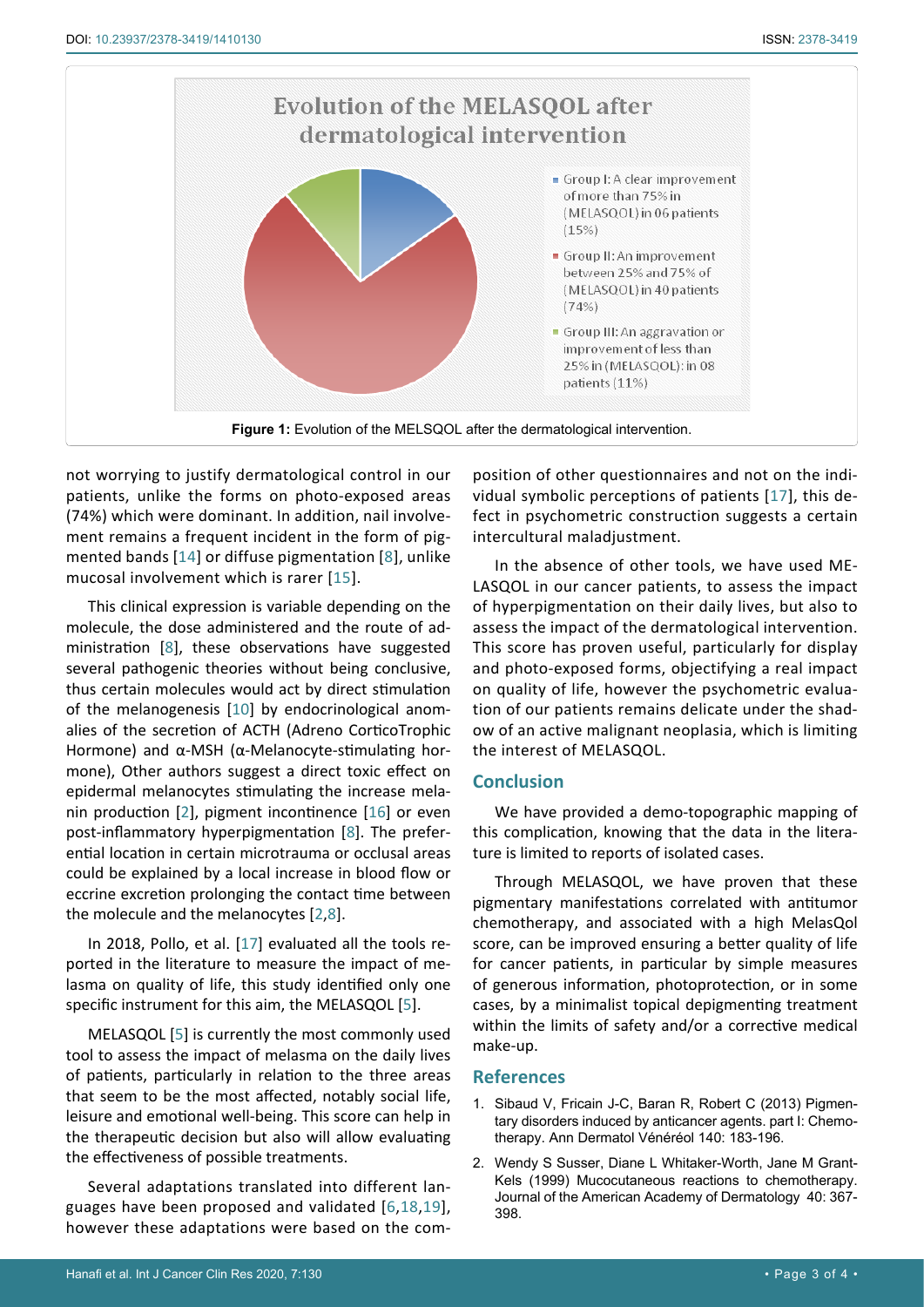Evolution of the MELASQOL after dermatological intervention

- Group I: A clear improvement of more than 75% in (MELASQOL) in 06 patients (15%)
- Group II: An improvement between 25% and 75% of (MELASQOL) in 40 patients (74%)
- Group III: An aggravation or improvement of less than 25% in (MELASQOL): in 08 patients (11%)

**Figure 1:** Evolution of the MELSQOL after the dermatological intervention.

not worrying to justify dermatological control in our patients, unlike the forms on photo-exposed areas (74%) which were dominant. In addition, nail involvement remains a frequent incident in the form of pigmented bands [14] or diffuse pigmentation [8], unlike mucosal involvement which is rarer [15].

This clinical expression is variable depending on the molecule, the dose administered and the route of administration [8], these observations have suggested several pathogenic theories without being conclusive, thus certain molecules would act by direct stimulation of the melanogenesis [10] by endocrinological anomalies of the secretion of ACTH (Adreno CorticoTrophic Hormone) and α-MSH (α-Melanocyte-stimulating hormone), Other authors suggest a direct toxic effect on epidermal melanocytes stimulating the increase melanin production [2], pigment incontinence [16] or even post-inflammatory hyperpigmentation [8]. The preferential location in certain microtrauma or occlusal areas could be explained by a local increase in blood flow or eccrine excretion prolonging the contact time between the molecule and the melanocytes [2,8].

In 2018, Pollo, et al. [17] evaluated all the tools reported in the literature to measure the impact of melasma on quality of life, this study identified only one specific instrument for this aim, the MELASQOL [5].

MELASQOL [5] is currently the most commonly used tool to assess the impact of melasma on the daily lives of patients, particularly in relation to the three areas that seem to be the most affected, notably social life, leisure and emotional well-being. This score can help in the therapeutic decision but also will allow evaluating the effectiveness of possible treatments.

Several adaptations translated into different languages have been proposed and validated [6,18,19], however these adaptations were based on the composition of other questionnaires and not on the individual symbolic perceptions of patients [17], this defect in psychometric construction suggests a certain intercultural maladjustment.

In the absence of other tools, we have used MELASQOL in our cancer patients, to assess the impact of hyperpigmentation on their daily lives, but also to assess the impact of the dermatological intervention. This score has proven useful, particularly for display and photo-exposed forms, objectifying a real impact on quality of life, however the psychometric evaluation of our patients remains delicate under the shadow of an active malignant neoplasia, which is limiting the interest of MELASQOL.

## Conclusion

We have provided a demo-topographic mapping of this complication, knowing that the data in the literature is limited to reports of isolated cases.

Through MELASQOL, we have proven that these pigmentary manifestations correlated with antitumor chemotherapy, and associated with a high MelasQol score, can be improved ensuring a better quality of life for cancer patients, in particular by simple measures of generous information, photoprotection, or in some cases, by a minimalist topical depigmenting treatment within the limits of safety and/or a corrective medical make-up.

## References

1. Sibaud V, Fricain J-C, Baran R, Robert C (2013) Pigmentary disorders induced by anticancer agents. part I: Chemotherapy. Ann Dermatol Vénéréol 140: 183-196.
2. Wendy S Susser, Diane L Whitaker-Worth, Jane M Grant-Kels (1999) Mucocutaneous reactions to chemotherapy. Journal of the American Academy of Dermatology 40: 367-398.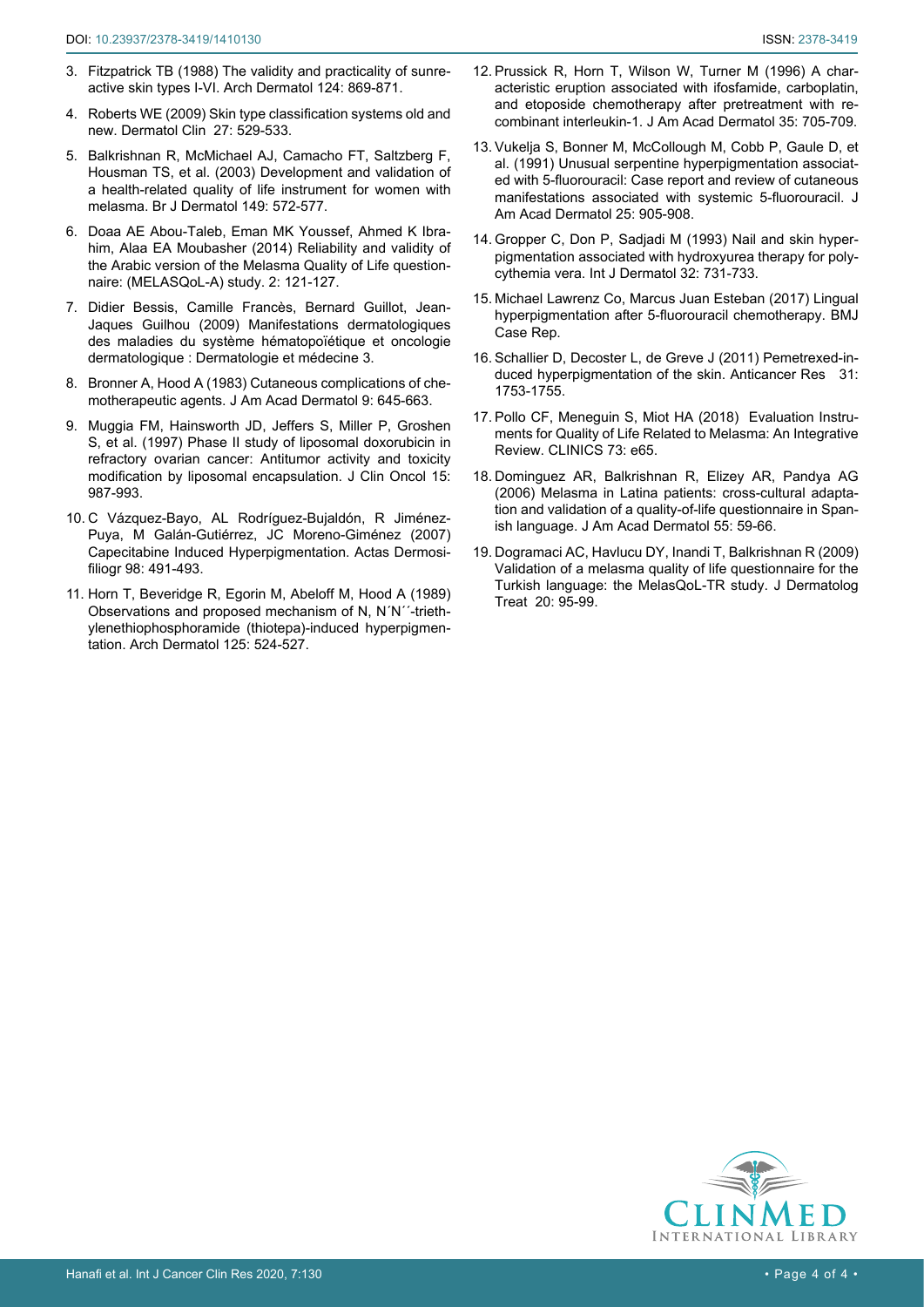3. Fitzpatrick TB (1988) The validity and practicality of sunreactive skin types I-VI. Arch Dermatol 124: 869-871.
4. Roberts WE (2009) Skin type classification systems old and new. Dermatol Clin 27: 529-533.
5. Balkrishnan R, McMichael AJ, Camacho FT, Saltzberg F, Housman TS, et al. (2003) Development and validation of a health-related quality of life instrument for women with melasma. Br J Dermatol 149: 572-577.
6. Doaa AE Abou-Taleb, Eman MK Youssef, Ahmed K Ibrahim, Alaa EA Moubasher (2014) Reliability and validity of the Arabic version of the Melasma Quality of Life questionnaire: (MELASQoL-A) study. 2: 121-127.
7. Didier Bessis, Camille Francès, Bernard Guillot, Jean-Jaques Guilhou (2009) Manifestations dermatologiques des maladies du système hématopoïétique et oncologie dermatologique : Dermatologie et médecine 3.
8. Bronner A, Hood A (1983) Cutaneous complications of chemotherapeutic agents. J Am Acad Dermatol 9: 645-663.
9. Muggia FM, Hainsworth JD, Jeffers S, Miller P, Groshen S, et al. (1997) Phase II study of liposomal doxorubicin in refractory ovarian cancer: Antitumor activity and toxicity modification by liposomal encapsulation. J Clin Oncol 15: 987-993.
10. C Vázquez-Bayo, AL Rodríguez-Bujaldón, R Jiménez-Puya, M Galán-Gutiérrez, JC Moreno-Giménez (2007) Capecitabine Induced Hyperpigmentation. Actas Dermosifiliogr 98: 491-493.
11. Horn T, Beveridge R, Egorin M, Abeloff M, Hood A (1989) Observations and proposed mechanism of N, N´N´´-triethylenethiophosphoramide (thiotepa)-induced hyperpigmentation. Arch Dermatol 125: 524-527.
12. Prussick R, Horn T, Wilson W, Turner M (1996) A characteristic eruption associated with ifosfamide, carboplatin, and etoposide chemotherapy after pretreatment with recombinant interleukin-1. J Am Acad Dermatol 35: 705-709.
13. Vukelja S, Bonner M, McCollough M, Cobb P, Gaule D, et al. (1991) Unusual serpentine hyperpigmentation associated with 5-fluorouracil: Case report and review of cutaneous manifestations associated with systemic 5-fluorouracil. J Am Acad Dermatol 25: 905-908.
14. Gropper C, Don P, Sadjadi M (1993) Nail and skin hyperpigmentation associated with hydroxyurea therapy for polycythemia vera. Int J Dermatol 32: 731-733.
15. Michael Lawrenz Co, Marcus Juan Esteban (2017) Lingual hyperpigmentation after 5-fluorouracil chemotherapy. BMJ Case Rep.
16. Schallier D, Decoster L, de Greve J (2011) Pemetrexed-induced hyperpigmentation of the skin. Anticancer Res 31: 1753-1755.
17. Pollo CF, Meneguin S, Miot HA (2018) Evaluation Instruments for Quality of Life Related to Melasma: An Integrative Review. CLINICS 73: e65.
18. Dominguez AR, Balkrishnan R, Elizey AR, Pandya AG (2006) Melasma in Latina patients: cross-cultural adaptation and validation of a quality-of-life questionnaire in Spanish language. J Am Acad Dermatol 55: 59-66.
19. Dogramaci AC, Havlucu DY, Inandi T, Balkrishnan R (2009) Validation of a melasma quality of life questionnaire for the Turkish language: the MelasQoL-TR study. J Dermatolog Treat 20: 95-99.